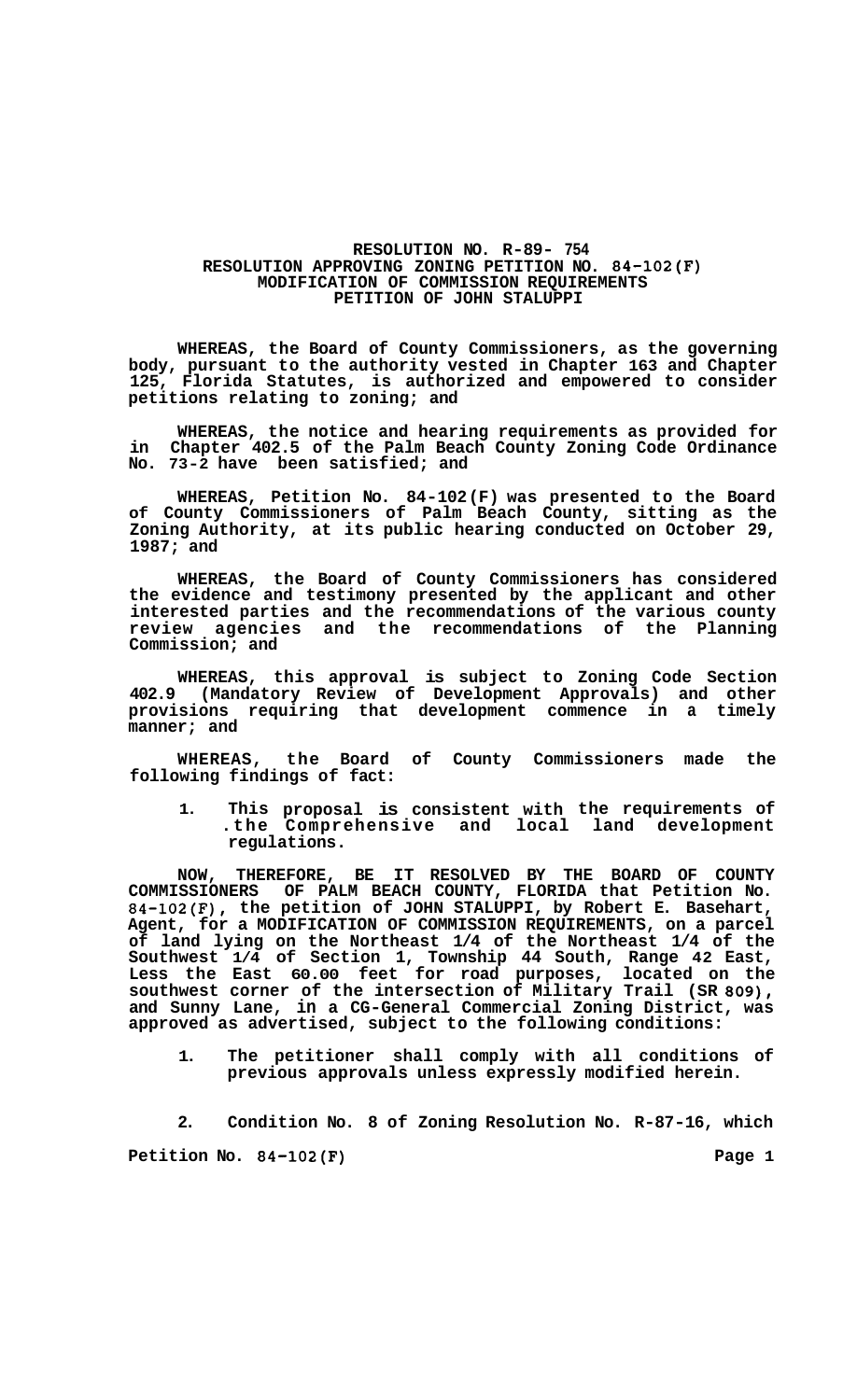**RESOLUTION NO. R-89- 754**
**RESOLUTION APPROVING ZONING PETITION NO. 84-102(F)**
**MODIFICATION OF COMMISSION REQUIREMENTS**
**PETITION OF JOHN STALUPPI**

**WHEREAS, the Board of County Commissioners, as the governing body, pursuant to the authority vested in Chapter 163 and Chapter 125, Florida Statutes, is authorized and empowered to consider petitions relating to zoning; and**

**WHEREAS, the notice and hearing requirements as provided for in Chapter 402.5 of the Palm Beach County Zoning Code Ordinance No. 73-2 have been satisfied; and**

**WHEREAS, Petition No. 84-102(F) was presented to the Board of County Commissioners of Palm Beach County, sitting as the Zoning Authority, at its public hearing conducted on October 29, 1987; and**

**WHEREAS, the Board of County Commissioners has considered the evidence and testimony presented by the applicant and other interested parties and the recommendations of the various county review agencies and the recommendations of the Planning Commission; and**

**WHEREAS, this approval is subject to Zoning Code Section 402.9 (Mandatory Review of Development Approvals) and other provisions requiring that development commence in a timely manner; and**

**WHEREAS, the Board of County Commissioners made the following findings of fact:**

1. **This proposal is consistent with the requirements of .the Comprehensive and local land development regulations.**

**NOW, THEREFORE, BE IT RESOLVED BY THE BOARD OF COUNTY COMMISSIONERS OF PALM BEACH COUNTY, FLORIDA that Petition No. 84-102(F), the petition of JOHN STALUPPI, by Robert E. Basehart, Agent, for a MODIFICATION OF COMMISSION REQUIREMENTS, on a parcel of land lying on the Northeast 1/4 of the Northeast 1/4 of the Southwest 1/4 of Section 1, Township 44 South, Range 42 East, Less the East 60.00 feet for road purposes, located on the southwest corner of the intersection of Military Trail (SR 809), and Sunny Lane, in a CG-General Commercial Zoning District, was approved as advertised, subject to the following conditions:**

1. **The petitioner shall comply with all conditions of previous approvals unless expressly modified herein.**

2. **Condition No. 8 of Zoning Resolution No. R-87-16, which**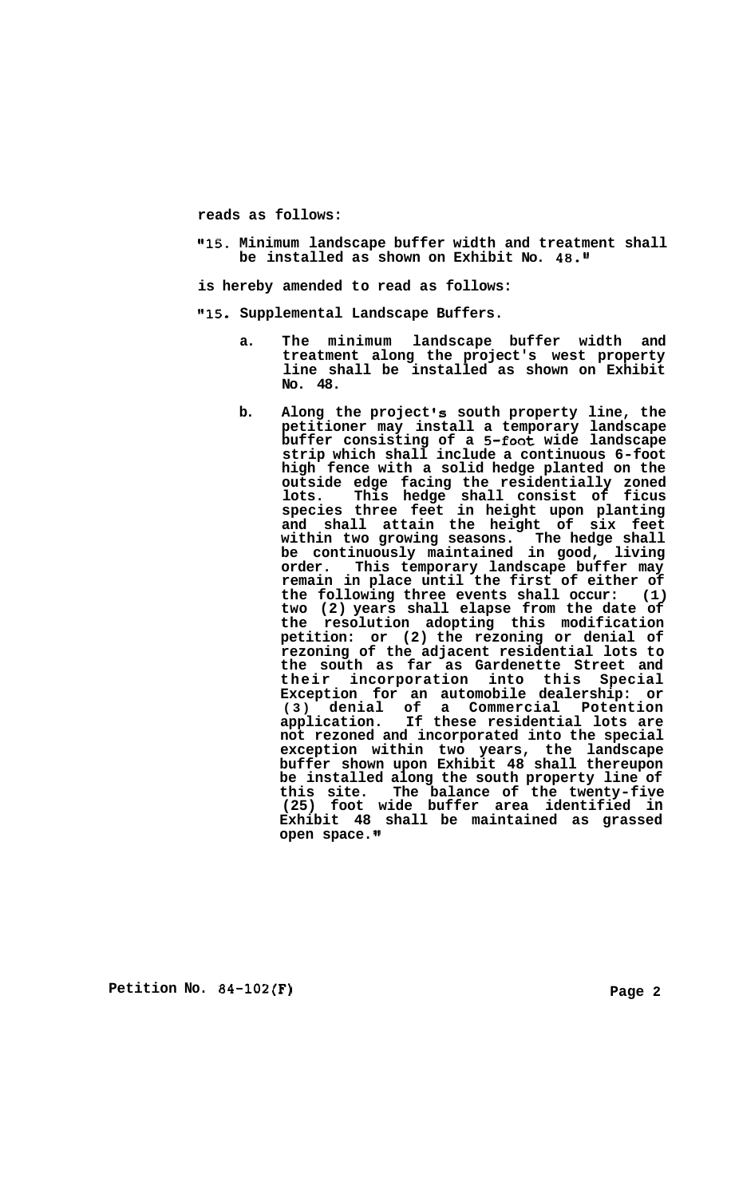**reads as follows:**

**"15. Minimum landscape buffer width and treatment shall be installed as shown on Exhibit No. 48."**

**is hereby amended to read as follows:**

**"15. Supplemental Landscape Buffers.**

**a. The minimum landscape buffer width and treatment along the project's west property line shall be installed as shown on Exhibit No. 48.**

**b. Along the project's south property line, the petitioner may install a temporary landscape buffer consisting of a 5-foot wide landscape strip which shall include a continuous 6-foot high fence with a solid hedge planted on the outside edge facing the residentially zoned lots. This hedge shall consist of ficus species three feet in height upon planting and shall attain the height of six feet within two growing seasons. The hedge shall be continuously maintained in good, living order. This temporary landscape buffer may remain in place until the first of either of the following three events shall occur: (1) two (2) years shall elapse from the date of the resolution adopting this modification petition: or (2) the rezoning or denial of rezoning of the adjacent residential lots to the south as far as Gardenette Street and their incorporation into this Special Exception for an automobile dealership: or (3) denial of a Commercial Potention application. If these residential lots are not rezoned and incorporated into the special exception within two years, the landscape buffer shown upon Exhibit 48 shall thereupon be installed along the south property line of this site. The balance of the twenty-five (25) foot wide buffer area identified in Exhibit 48 shall be maintained as grassed open space."**

**Petition No. 84-102(F)**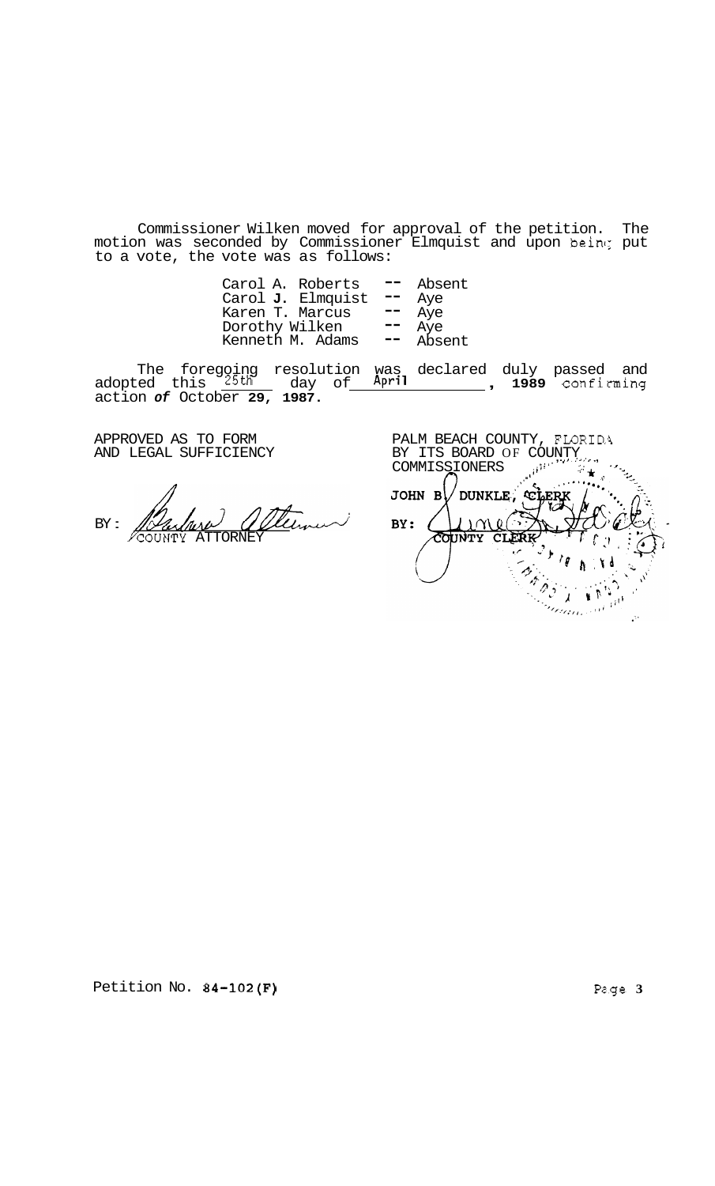Commissioner Wilken moved for approval of the petition. The motion was seconded by Commissioner Elmquist and upon being put to a vote, the vote was as follows:

| | | |
|---|---|---|
| Carol A. Roberts | -- | Absent |
| Carol **J.** Elmquist | -- | Aye |
| Karen T. Marcus | -- | Aye |
| Dorothy Wilken | -- | Aye |
| Kenneth M. Adams | -- | Absent |

The foregoing resolution was declared duly passed and adopted this 25th day of April, **1989** confirming action *of* October **29, 1987**.

APPROVED AS TO FORM
AND LEGAL SUFFICIENCY

BY: _______________
COUNTY ATTORNEY

PALM BEACH COUNTY, FLORIDA
BY ITS BOARD OF COUNTY
COMMISSIONERS

**JOHN B. DUNKLE, CLERK**

**BY:** _______________
**COUNTY CLERK**

Petition No. **84-102(F)**